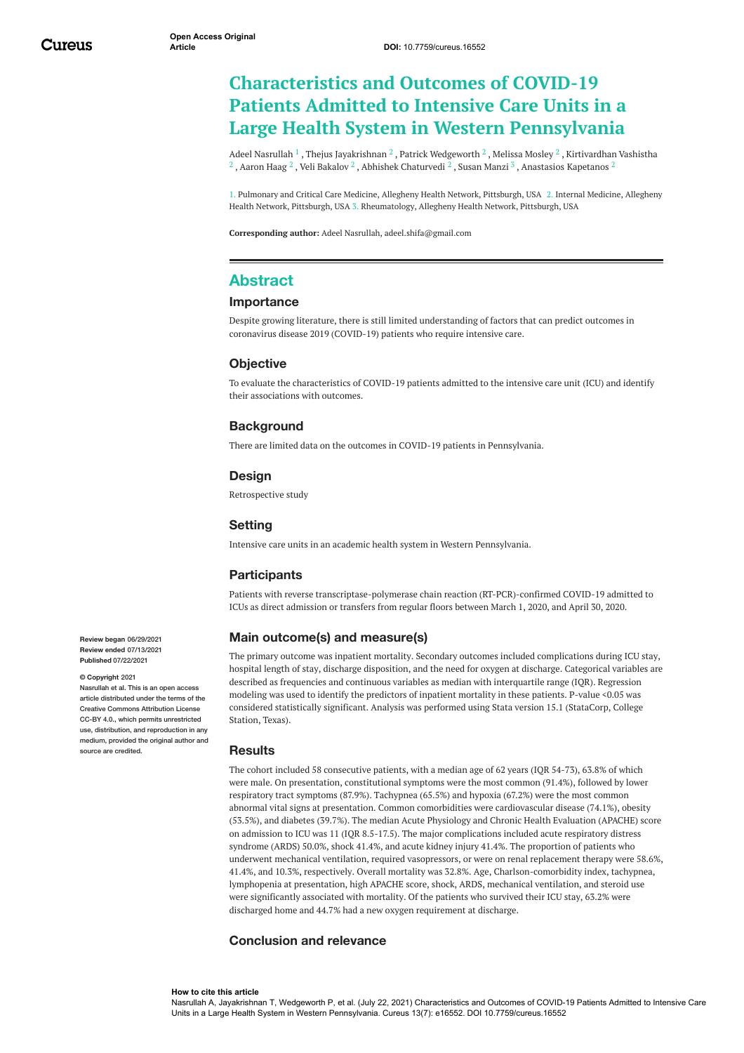Open Access Original Article

DOI: 10.7759/cureus.16552

# Characteristics and Outcomes of COVID-19 Patients Admitted to Intensive Care Units in a Large Health System in Western Pennsylvania

Adeel Nasrullah [1] , Thejus Jayakrishnan [2] , Patrick Wedgeworth [2] , Melissa Mosley [2] , Kirtivardhan Vashistha [2] , Aaron Haag [2] , Veli Bakalov [2] , Abhishek Chaturvedi [2] , Susan Manzi [3] , Anastasios Kapetanos [2]

1. Pulmonary and Critical Care Medicine, Allegheny Health Network, Pittsburgh, USA 2. Internal Medicine, Allegheny Health Network, Pittsburgh, USA 3. Rheumatology, Allegheny Health Network, Pittsburgh, USA

**Corresponding author:** Adeel Nasrullah, adeel.shifa@gmail.com

Review began 06/29/2021
Review ended 07/13/2021
Published 07/22/2021

© Copyright 2021
Nasrullah et al. This is an open access article distributed under the terms of the Creative Commons Attribution License CC-BY 4.0., which permits unrestricted use, distribution, and reproduction in any medium, provided the original author and source are credited.

## Abstract

### Importance

Despite growing literature, there is still limited understanding of factors that can predict outcomes in coronavirus disease 2019 (COVID-19) patients who require intensive care.

### Objective

To evaluate the characteristics of COVID-19 patients admitted to the intensive care unit (ICU) and identify their associations with outcomes.

### Background

There are limited data on the outcomes in COVID-19 patients in Pennsylvania.

### Design

Retrospective study

### Setting

Intensive care units in an academic health system in Western Pennsylvania.

### Participants

Patients with reverse transcriptase-polymerase chain reaction (RT-PCR)-confirmed COVID-19 admitted to ICUs as direct admission or transfers from regular floors between March 1, 2020, and April 30, 2020.

### Main outcome(s) and measure(s)

The primary outcome was inpatient mortality. Secondary outcomes included complications during ICU stay, hospital length of stay, discharge disposition, and the need for oxygen at discharge. Categorical variables are described as frequencies and continuous variables as median with interquartile range (IQR). Regression modeling was used to identify the predictors of inpatient mortality in these patients. P-value <0.05 was considered statistically significant. Analysis was performed using Stata version 15.1 (StataCorp, College Station, Texas).

### Results

The cohort included 58 consecutive patients, with a median age of 62 years (IQR 54-73), 63.8% of which were male. On presentation, constitutional symptoms were the most common (91.4%), followed by lower respiratory tract symptoms (87.9%). Tachypnea (65.5%) and hypoxia (67.2%) were the most common abnormal vital signs at presentation. Common comorbidities were cardiovascular disease (74.1%), obesity (53.5%), and diabetes (39.7%). The median Acute Physiology and Chronic Health Evaluation (APACHE) score on admission to ICU was 11 (IQR 8.5-17.5). The major complications included acute respiratory distress syndrome (ARDS) 50.0%, shock 41.4%, and acute kidney injury 41.4%. The proportion of patients who underwent mechanical ventilation, required vasopressors, or were on renal replacement therapy were 58.6%, 41.4%, and 10.3%, respectively. Overall mortality was 32.8%. Age, Charlson-comorbidity index, tachypnea, lymphopenia at presentation, high APACHE score, shock, ARDS, mechanical ventilation, and steroid use were significantly associated with mortality. Of the patients who survived their ICU stay, 63.2% were discharged home and 44.7% had a new oxygen requirement at discharge.

### Conclusion and relevance

**How to cite this article**
Nasrullah A, Jayakrishnan T, Wedgeworth P, et al. (July 22, 2021) Characteristics and Outcomes of COVID-19 Patients Admitted to Intensive Care Units in a Large Health System in Western Pennsylvania. Cureus 13(7): e16552. DOI 10.7759/cureus.16552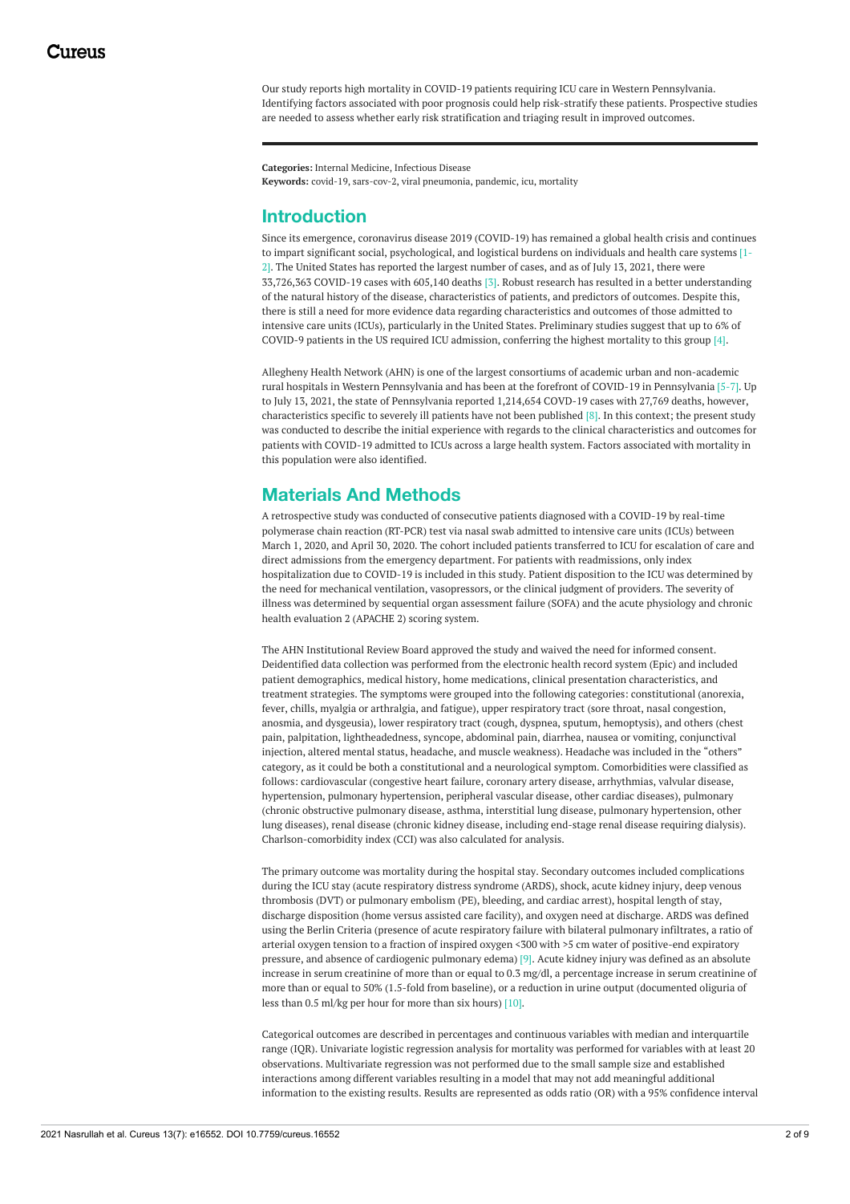Our study reports high mortality in COVID-19 patients requiring ICU care in Western Pennsylvania. Identifying factors associated with poor prognosis could help risk-stratify these patients. Prospective studies are needed to assess whether early risk stratification and triaging result in improved outcomes.

**Categories:** Internal Medicine, Infectious Disease
**Keywords:** covid-19, sars-cov-2, viral pneumonia, pandemic, icu, mortality

## Introduction

Since its emergence, coronavirus disease 2019 (COVID-19) has remained a global health crisis and continues to impart significant social, psychological, and logistical burdens on individuals and health care systems [1-2]. The United States has reported the largest number of cases, and as of July 13, 2021, there were 33,726,363 COVID-19 cases with 605,140 deaths [3]. Robust research has resulted in a better understanding of the natural history of the disease, characteristics of patients, and predictors of outcomes. Despite this, there is still a need for more evidence data regarding characteristics and outcomes of those admitted to intensive care units (ICUs), particularly in the United States. Preliminary studies suggest that up to 6% of COVID-9 patients in the US required ICU admission, conferring the highest mortality to this group [4].

Allegheny Health Network (AHN) is one of the largest consortiums of academic urban and non-academic rural hospitals in Western Pennsylvania and has been at the forefront of COVID-19 in Pennsylvania [5-7]. Up to July 13, 2021, the state of Pennsylvania reported 1,214,654 COVD-19 cases with 27,769 deaths, however, characteristics specific to severely ill patients have not been published [8]. In this context; the present study was conducted to describe the initial experience with regards to the clinical characteristics and outcomes for patients with COVID-19 admitted to ICUs across a large health system. Factors associated with mortality in this population were also identified.

## Materials And Methods

A retrospective study was conducted of consecutive patients diagnosed with a COVID-19 by real-time polymerase chain reaction (RT-PCR) test via nasal swab admitted to intensive care units (ICUs) between March 1, 2020, and April 30, 2020. The cohort included patients transferred to ICU for escalation of care and direct admissions from the emergency department. For patients with readmissions, only index hospitalization due to COVID-19 is included in this study. Patient disposition to the ICU was determined by the need for mechanical ventilation, vasopressors, or the clinical judgment of providers. The severity of illness was determined by sequential organ assessment failure (SOFA) and the acute physiology and chronic health evaluation 2 (APACHE 2) scoring system.

The AHN Institutional Review Board approved the study and waived the need for informed consent. Deidentified data collection was performed from the electronic health record system (Epic) and included patient demographics, medical history, home medications, clinical presentation characteristics, and treatment strategies. The symptoms were grouped into the following categories: constitutional (anorexia, fever, chills, myalgia or arthralgia, and fatigue), upper respiratory tract (sore throat, nasal congestion, anosmia, and dysgeusia), lower respiratory tract (cough, dyspnea, sputum, hemoptysis), and others (chest pain, palpitation, lightheadedness, syncope, abdominal pain, diarrhea, nausea or vomiting, conjunctival injection, altered mental status, headache, and muscle weakness). Headache was included in the “others” category, as it could be both a constitutional and a neurological symptom. Comorbidities were classified as follows: cardiovascular (congestive heart failure, coronary artery disease, arrhythmias, valvular disease, hypertension, pulmonary hypertension, peripheral vascular disease, other cardiac diseases), pulmonary (chronic obstructive pulmonary disease, asthma, interstitial lung disease, pulmonary hypertension, other lung diseases), renal disease (chronic kidney disease, including end-stage renal disease requiring dialysis). Charlson-comorbidity index (CCI) was also calculated for analysis.

The primary outcome was mortality during the hospital stay. Secondary outcomes included complications during the ICU stay (acute respiratory distress syndrome (ARDS), shock, acute kidney injury, deep venous thrombosis (DVT) or pulmonary embolism (PE), bleeding, and cardiac arrest), hospital length of stay, discharge disposition (home versus assisted care facility), and oxygen need at discharge. ARDS was defined using the Berlin Criteria (presence of acute respiratory failure with bilateral pulmonary infiltrates, a ratio of arterial oxygen tension to a fraction of inspired oxygen <300 with >5 cm water of positive-end expiratory pressure, and absence of cardiogenic pulmonary edema) [9]. Acute kidney injury was defined as an absolute increase in serum creatinine of more than or equal to 0.3 mg/dl, a percentage increase in serum creatinine of more than or equal to 50% (1.5-fold from baseline), or a reduction in urine output (documented oliguria of less than 0.5 ml/kg per hour for more than six hours) [10].

Categorical outcomes are described in percentages and continuous variables with median and interquartile range (IQR). Univariate logistic regression analysis for mortality was performed for variables with at least 20 observations. Multivariate regression was not performed due to the small sample size and established interactions among different variables resulting in a model that may not add meaningful additional information to the existing results. Results are represented as odds ratio (OR) with a 95% confidence interval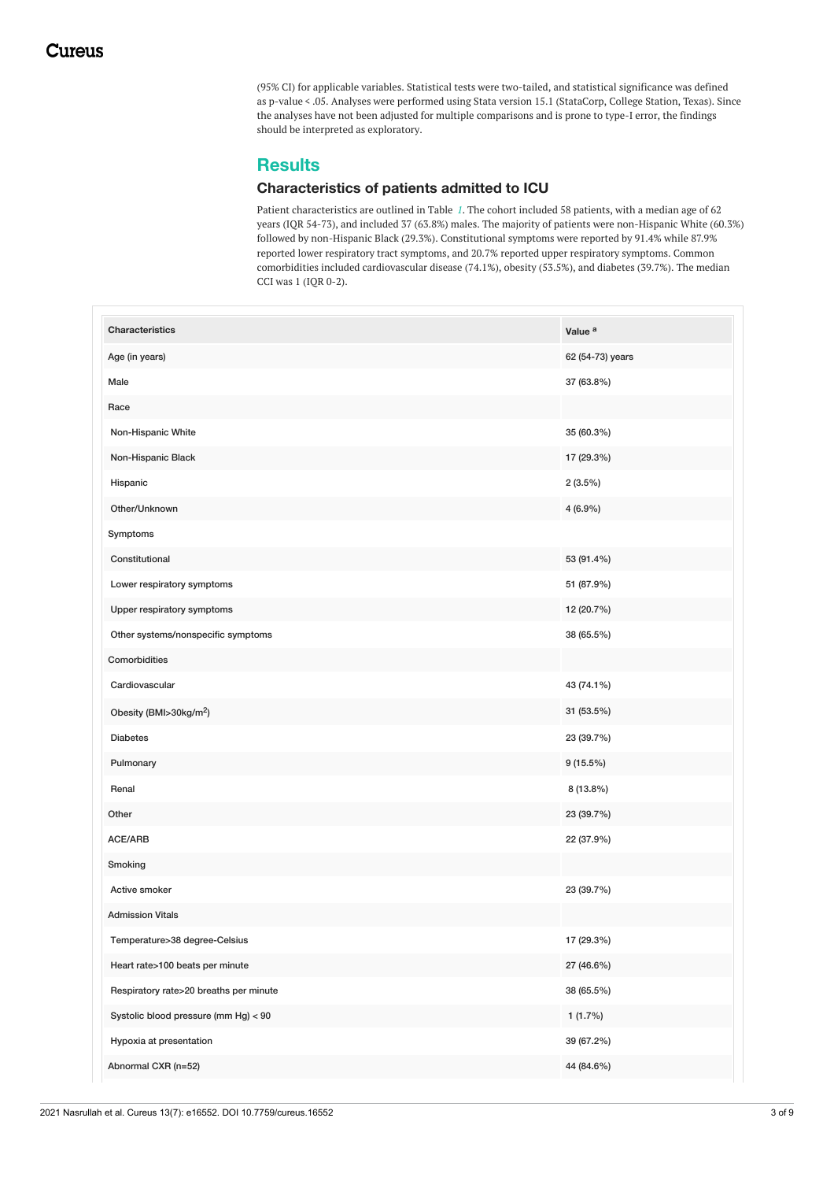(95% CI) for applicable variables. Statistical tests were two-tailed, and statistical significance was defined as p-value < .05. Analyses were performed using Stata version 15.1 (StataCorp, College Station, Texas). Since the analyses have not been adjusted for multiple comparisons and is prone to type-I error, the findings should be interpreted as exploratory.

## Results

### Characteristics of patients admitted to ICU

Patient characteristics are outlined in Table *1*. The cohort included 58 patients, with a median age of 62 years (IQR 54-73), and included 37 (63.8%) males. The majority of patients were non-Hispanic White (60.3%) followed by non-Hispanic Black (29.3%). Constitutional symptoms were reported by 91.4% while 87.9% reported lower respiratory tract symptoms, and 20.7% reported upper respiratory symptoms. Common comorbidities included cardiovascular disease (74.1%), obesity (53.5%), and diabetes (39.7%). The median CCI was 1 (IQR 0-2).

| Characteristics | Value [a] |
|---|---|
| Age (in years) | 62 (54-73) years |
| Male | 37 (63.8%) |
| Race | |
| Non-Hispanic White | 35 (60.3%) |
| Non-Hispanic Black | 17 (29.3%) |
| Hispanic | 2 (3.5%) |
| Other/Unknown | 4 (6.9%) |
| Symptoms | |
| Constitutional | 53 (91.4%) |
| Lower respiratory symptoms | 51 (87.9%) |
| Upper respiratory symptoms | 12 (20.7%) |
| Other systems/nonspecific symptoms | 38 (65.5%) |
| Comorbidities | |
| Cardiovascular | 43 (74.1%) |
| Obesity (BMI>30kg/m$^2$) | 31 (53.5%) |
| Diabetes | 23 (39.7%) |
| Pulmonary | 9 (15.5%) |
| Renal | 8 (13.8%) |
| Other | 23 (39.7%) |
| ACE/ARB | 22 (37.9%) |
| Smoking | |
| Active smoker | 23 (39.7%) |
| Admission Vitals | |
| Temperature>38 degree-Celsius | 17 (29.3%) |
| Heart rate>100 beats per minute | 27 (46.6%) |
| Respiratory rate>20 breaths per minute | 38 (65.5%) |
| Systolic blood pressure (mm Hg) < 90 | 1 (1.7%) |
| Hypoxia at presentation | 39 (67.2%) |
| Abnormal CXR (n=52) | 44 (84.6%) |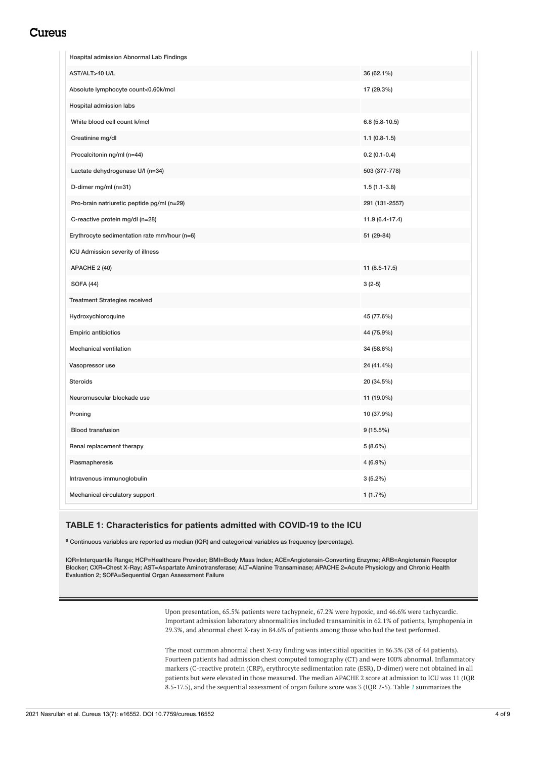| | |
|---|---|
| Hospital admission Abnormal Lab Findings | |
| AST/ALT>40 U/L | 36 (62.1%) |
| Absolute lymphocyte count<0.60k/mcl | 17 (29.3%) |
| Hospital admission labs | |
| White blood cell count k/mcl | 6.8 (5.8-10.5) |
| Creatinine mg/dl | 1.1 (0.8-1.5) |
| Procalcitonin ng/ml (n=44) | 0.2 (0.1-0.4) |
| Lactate dehydrogenase U/l (n=34) | 503 (377-778) |
| D-dimer mg/ml (n=31) | 1.5 (1.1-3.8) |
| Pro-brain natriuretic peptide pg/ml (n=29) | 291 (131-2557) |
| C-reactive protein mg/dl (n=28) | 11.9 (6.4-17.4) |
| Erythrocyte sedimentation rate mm/hour (n=6) | 51 (29-84) |
| ICU Admission severity of illness | |
| APACHE 2 (40) | 11 (8.5-17.5) |
| SOFA (44) | 3 (2-5) |
| Treatment Strategies received | |
| Hydroxychloroquine | 45 (77.6%) |
| Empiric antibiotics | 44 (75.9%) |
| Mechanical ventilation | 34 (58.6%) |
| Vasopressor use | 24 (41.4%) |
| Steroids | 20 (34.5%) |
| Neuromuscular blockade use | 11 (19.0%) |
| Proning | 10 (37.9%) |
| Blood transfusion | 9 (15.5%) |
| Renal replacement therapy | 5 (8.6%) |
| Plasmapheresis | 4 (6.9%) |
| Intravenous immunoglobulin | 3 (5.2%) |
| Mechanical circulatory support | 1 (1.7%) |

**TABLE 1: Characteristics for patients admitted with COVID-19 to the ICU**

[a] Continuous variables are reported as median (IQR) and categorical variables as frequency (percentage).

IQR=Interquartile Range; HCP=Healthcare Provider; BMI=Body Mass Index; ACE=Angiotensin-Converting Enzyme; ARB=Angiotensin Receptor Blocker; CXR=Chest X-Ray; AST=Aspartate Aminotransferase; ALT=Alanine Transaminase; APACHE 2=Acute Physiology and Chronic Health Evaluation 2; SOFA=Sequential Organ Assessment Failure

Upon presentation, 65.5% patients were tachypneic, 67.2% were hypoxic, and 46.6% were tachycardic. Important admission laboratory abnormalities included transaminitis in 62.1% of patients, lymphopenia in 29.3%, and abnormal chest X-ray in 84.6% of patients among those who had the test performed.

The most common abnormal chest X-ray finding was interstitial opacities in 86.3% (38 of 44 patients). Fourteen patients had admission chest computed tomography (CT) and were 100% abnormal. Inflammatory markers (C-reactive protein (CRP), erythrocyte sedimentation rate (ESR), D-dimer) were not obtained in all patients but were elevated in those measured. The median APACHE 2 score at admission to ICU was 11 (IQR 8.5-17.5), and the sequential assessment of organ failure score was 3 (IQR 2-5). Table 1 summarizes the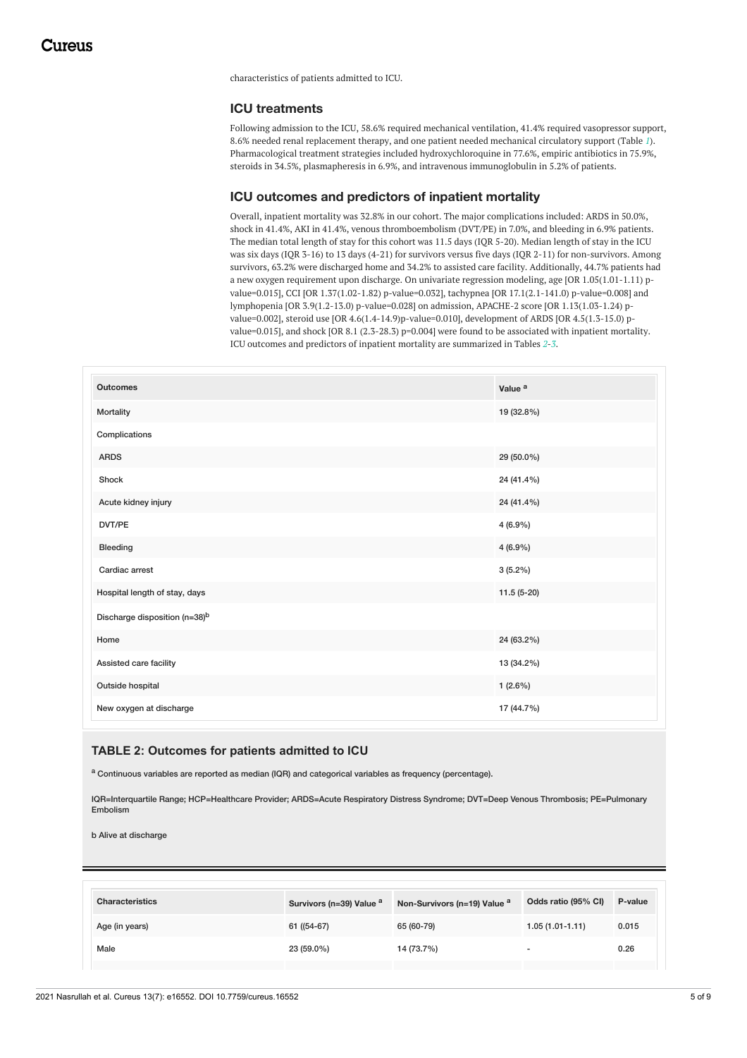characteristics of patients admitted to ICU.

### ICU treatments

Following admission to the ICU, 58.6% required mechanical ventilation, 41.4% required vasopressor support, 8.6% needed renal replacement therapy, and one patient needed mechanical circulatory support (Table 1). Pharmacological treatment strategies included hydroxychloroquine in 77.6%, empiric antibiotics in 75.9%, steroids in 34.5%, plasmapheresis in 6.9%, and intravenous immunoglobulin in 5.2% of patients.

### ICU outcomes and predictors of inpatient mortality

Overall, inpatient mortality was 32.8% in our cohort. The major complications included: ARDS in 50.0%, shock in 41.4%, AKI in 41.4%, venous thromboembolism (DVT/PE) in 7.0%, and bleeding in 6.9% patients. The median total length of stay for this cohort was 11.5 days (IQR 5-20). Median length of stay in the ICU was six days (IQR 3-16) to 13 days (4-21) for survivors versus five days (IQR 2-11) for non-survivors. Among survivors, 63.2% were discharged home and 34.2% to assisted care facility. Additionally, 44.7% patients had a new oxygen requirement upon discharge. On univariate regression modeling, age [OR 1.05(1.01-1.11) p-value=0.015], CCI [OR 1.37(1.02-1.82) p-value=0.032], tachypnea [OR 17.1(2.1-141.0) p-value=0.008] and lymphopenia [OR 3.9(1.2-13.0) p-value=0.028] on admission, APACHE-2 score [OR 1.13(1.03-1.24) p-value=0.002], steroid use [OR 4.6(1.4-14.9)p-value=0.010], development of ARDS [OR 4.5(1.3-15.0) p-value=0.015], and shock [OR 8.1 (2.3-28.3) p=0.004] were found to be associated with inpatient mortality. ICU outcomes and predictors of inpatient mortality are summarized in Tables 2-3.

| Outcomes | Value [a] |
|---|---|
| Mortality | 19 (32.8%) |
| Complications | |
| ARDS | 29 (50.0%) |
| Shock | 24 (41.4%) |
| Acute kidney injury | 24 (41.4%) |
| DVT/PE | 4 (6.9%) |
| Bleeding | 4 (6.9%) |
| Cardiac arrest | 3 (5.2%) |
| Hospital length of stay, days | 11.5 (5-20) |
| Discharge disposition (n=38)[b] | |
| Home | 24 (63.2%) |
| Assisted care facility | 13 (34.2%) |
| Outside hospital | 1 (2.6%) |
| New oxygen at discharge | 17 (44.7%) |

**TABLE 2: Outcomes for patients admitted to ICU**

[a] Continuous variables are reported as median (IQR) and categorical variables as frequency (percentage).

IQR=Interquartile Range; HCP=Healthcare Provider; ARDS=Acute Respiratory Distress Syndrome; DVT=Deep Venous Thrombosis; PE=Pulmonary Embolism

b Alive at discharge

| Characteristics | Survivors (n=39) Value [a] | Non-Survivors (n=19) Value [a] | Odds ratio (95% CI) | P-value |
|---|---|---|---|---|
| Age (in years) | 61 ((54-67) | 65 (60-79) | 1.05 (1.01-1.11) | 0.015 |
| Male | 23 (59.0%) | 14 (73.7%) | - | 0.26 |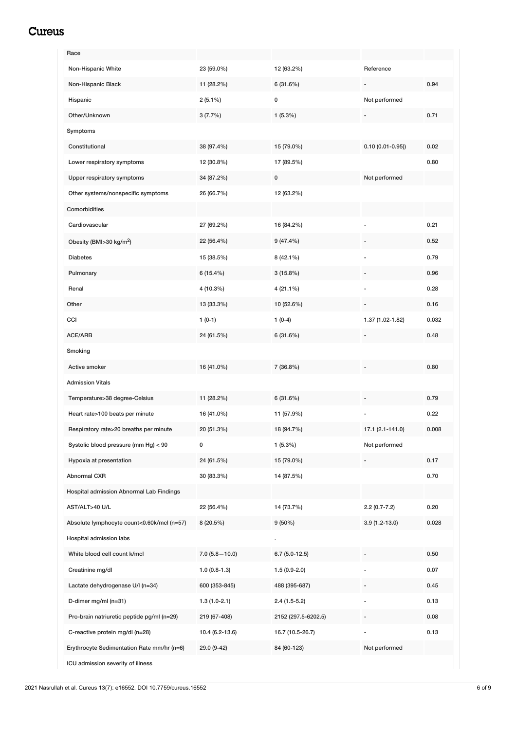| | | | | |
|---|---|---|---|---|
| Race | | | | |
| Non-Hispanic White | 23 (59.0%) | 12 (63.2%) | Reference | |
| Non-Hispanic Black | 11 (28.2%) | 6 (31.6%) | - | 0.94 |
| Hispanic | 2 (5.1%) | 0 | Not performed | |
| Other/Unknown | 3 (7.7%) | 1 (5.3%) | - | 0.71 |
| Symptoms | | | | |
| Constitutional | 38 (97.4%) | 15 (79.0%) | 0.10 (0.01-0.95)) | 0.02 |
| Lower respiratory symptoms | 12 (30.8%) | 17 (89.5%) | | 0.80 |
| Upper respiratory symptoms | 34 (87.2%) | 0 | Not performed | |
| Other systems/nonspecific symptoms | 26 (66.7%) | 12 (63.2%) | | |
| Comorbidities | | | | |
| Cardiovascular | 27 (69.2%) | 16 (84.2%) | - | 0.21 |
| Obesity (BMI>30 kg/m$^2$) | 22 (56.4%) | 9 (47.4%) | - | 0.52 |
| Diabetes | 15 (38.5%) | 8 (42.1%) | - | 0.79 |
| Pulmonary | 6 (15.4%) | 3 (15.8%) | - | 0.96 |
| Renal | 4 (10.3%) | 4 (21.1%) | - | 0.28 |
| Other | 13 (33.3%) | 10 (52.6%) | - | 0.16 |
| CCI | 1 (0-1) | 1 (0-4) | 1.37 (1.02-1.82) | 0.032 |
| ACE/ARB | 24 (61.5%) | 6 (31.6%) | - | 0.48 |
| Smoking | | | | |
| Active smoker | 16 (41.0%) | 7 (36.8%) | - | 0.80 |
| Admission Vitals | | | | |
| Temperature>38 degree-Celsius | 11 (28.2%) | 6 (31.6%) | - | 0.79 |
| Heart rate>100 beats per minute | 16 (41.0%) | 11 (57.9%) | - | 0.22 |
| Respiratory rate>20 breaths per minute | 20 (51.3%) | 18 (94.7%) | 17.1 (2.1-141.0) | 0.008 |
| Systolic blood pressure (mm Hg) < 90 | 0 | 1 (5.3%) | Not performed | |
| Hypoxia at presentation | 24 (61.5%) | 15 (79.0%) | - | 0.17 |
| Abnormal CXR | 30 (83.3%) | 14 (87.5%) | | 0.70 |
| Hospital admission Abnormal Lab Findings | | | | |
| AST/ALT>40 U/L | 22 (56.4%) | 14 (73.7%) | 2.2 (0.7-7.2) | 0.20 |
| Absolute lymphocyte count<0.60k/mcl (n=57) | 8 (20.5%) | 9 (50%) | 3.9 (1.2-13.0) | 0.028 |
| Hospital admission labs | | . | | |
| White blood cell count k/mcl | 7.0 (5.8—10.0) | 6.7 (5.0-12.5) | - | 0.50 |
| Creatinine mg/dl | 1.0 (0.8-1.3) | 1.5 (0.9-2.0) | - | 0.07 |
| Lactate dehydrogenase U/l (n=34) | 600 (353-845) | 488 (395-687) | - | 0.45 |
| D-dimer mg/ml (n=31) | 1.3 (1.0-2.1) | 2.4 (1.5-5.2) | - | 0.13 |
| Pro-brain natriuretic peptide pg/ml (n=29) | 219 (67-408) | 2152 (297.5-6202.5) | - | 0.08 |
| C-reactive protein mg/dl (n=28) | 10.4 (6.2-13.6) | 16.7 (10.5-26.7) | - | 0.13 |
| Erythrocyte Sedimentation Rate mm/hr (n=6) | 29.0 (9-42) | 84 (60-123) | Not performed | |
| ICU admission severity of illness | | | | |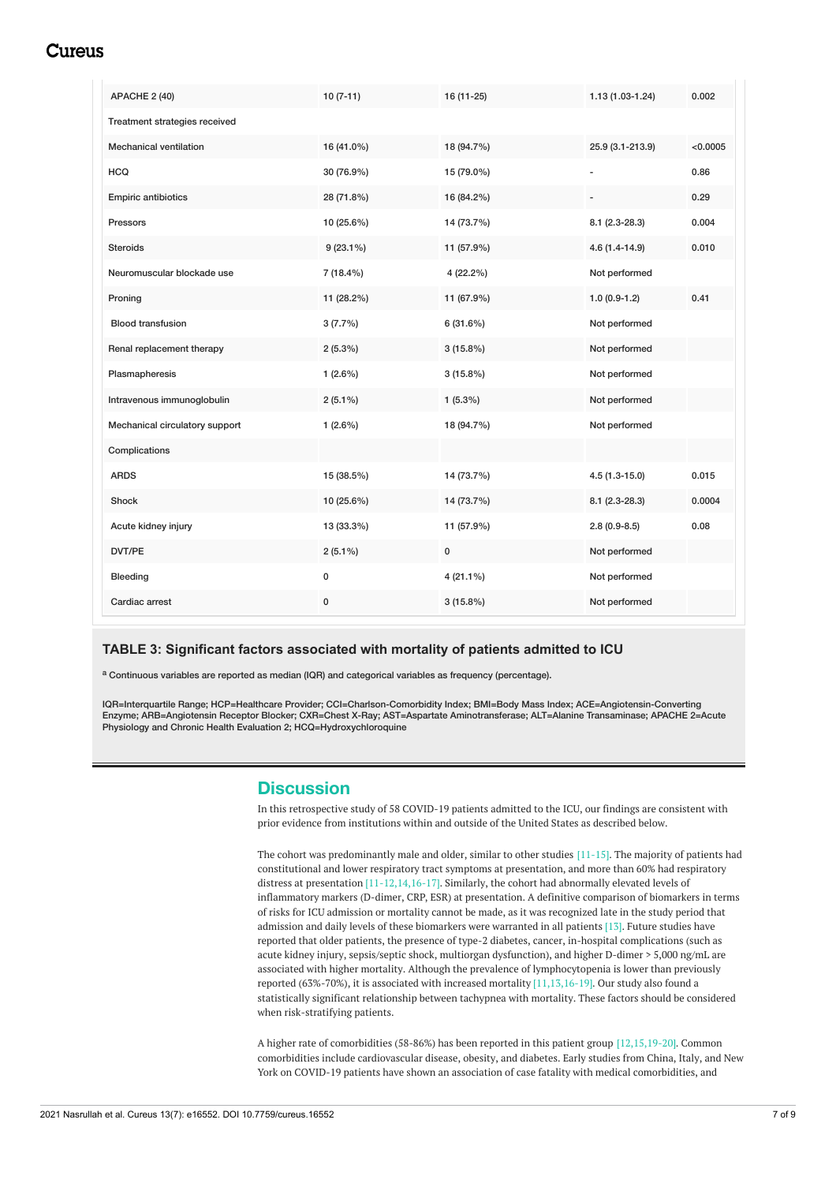| | | | | |
|---|---|---|---|---|
| APACHE 2 (40) | 10 (7-11) | 16 (11-25) | 1.13 (1.03-1.24) | 0.002 |
| Treatment strategies received | | | | |
| Mechanical ventilation | 16 (41.0%) | 18 (94.7%) | 25.9 (3.1-213.9) | <0.0005 |
| HCQ | 30 (76.9%) | 15 (79.0%) | - | 0.86 |
| Empiric antibiotics | 28 (71.8%) | 16 (84.2%) | - | 0.29 |
| Pressors | 10 (25.6%) | 14 (73.7%) | 8.1 (2.3-28.3) | 0.004 |
| Steroids | 9 (23.1%) | 11 (57.9%) | 4.6 (1.4-14.9) | 0.010 |
| Neuromuscular blockade use | 7 (18.4%) | 4 (22.2%) | Not performed | |
| Proning | 11 (28.2%) | 11 (67.9%) | 1.0 (0.9-1.2) | 0.41 |
| Blood transfusion | 3 (7.7%) | 6 (31.6%) | Not performed | |
| Renal replacement therapy | 2 (5.3%) | 3 (15.8%) | Not performed | |
| Plasmapheresis | 1 (2.6%) | 3 (15.8%) | Not performed | |
| Intravenous immunoglobulin | 2 (5.1%) | 1 (5.3%) | Not performed | |
| Mechanical circulatory support | 1 (2.6%) | 18 (94.7%) | Not performed | |
| Complications | | | | |
| ARDS | 15 (38.5%) | 14 (73.7%) | 4.5 (1.3-15.0) | 0.015 |
| Shock | 10 (25.6%) | 14 (73.7%) | 8.1 (2.3-28.3) | 0.0004 |
| Acute kidney injury | 13 (33.3%) | 11 (57.9%) | 2.8 (0.9-8.5) | 0.08 |
| DVT/PE | 2 (5.1%) | 0 | Not performed | |
| Bleeding | 0 | 4 (21.1%) | Not performed | |
| Cardiac arrest | 0 | 3 (15.8%) | Not performed | |

**TABLE 3: Significant factors associated with mortality of patients admitted to ICU**

[a] Continuous variables are reported as median (IQR) and categorical variables as frequency (percentage).

IQR=Interquartile Range; HCP=Healthcare Provider; CCI=Charlson-Comorbidity Index; BMI=Body Mass Index; ACE=Angiotensin-Converting Enzyme; ARB=Angiotensin Receptor Blocker; CXR=Chest X-Ray; AST=Aspartate Aminotransferase; ALT=Alanine Transaminase; APACHE 2=Acute Physiology and Chronic Health Evaluation 2; HCQ=Hydroxychloroquine

## Discussion

In this retrospective study of 58 COVID-19 patients admitted to the ICU, our findings are consistent with prior evidence from institutions within and outside of the United States as described below.

The cohort was predominantly male and older, similar to other studies [11-15]. The majority of patients had constitutional and lower respiratory tract symptoms at presentation, and more than 60% had respiratory distress at presentation [11-12,14,16-17]. Similarly, the cohort had abnormally elevated levels of inflammatory markers (D-dimer, CRP, ESR) at presentation. A definitive comparison of biomarkers in terms of risks for ICU admission or mortality cannot be made, as it was recognized late in the study period that admission and daily levels of these biomarkers were warranted in all patients [13]. Future studies have reported that older patients, the presence of type-2 diabetes, cancer, in-hospital complications (such as acute kidney injury, sepsis/septic shock, multiorgan dysfunction), and higher D-dimer > 5,000 ng/mL are associated with higher mortality. Although the prevalence of lymphocytopenia is lower than previously reported (63%-70%), it is associated with increased mortality [11,13,16-19]. Our study also found a statistically significant relationship between tachypnea with mortality. These factors should be considered when risk-stratifying patients.

A higher rate of comorbidities (58-86%) has been reported in this patient group [12,15,19-20]. Common comorbidities include cardiovascular disease, obesity, and diabetes. Early studies from China, Italy, and New York on COVID-19 patients have shown an association of case fatality with medical comorbidities, and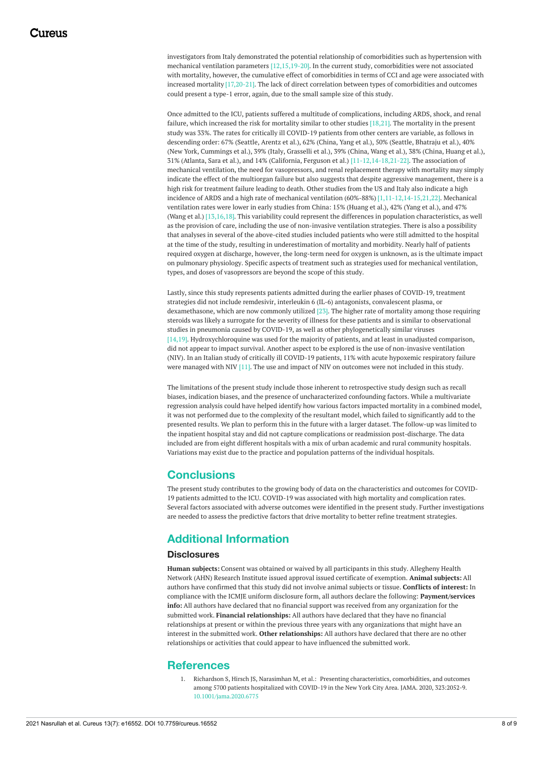investigators from Italy demonstrated the potential relationship of comorbidities such as hypertension with mechanical ventilation parameters [12,15,19-20]. In the current study, comorbidities were not associated with mortality, however, the cumulative effect of comorbidities in terms of CCI and age were associated with increased mortality [17,20-21]. The lack of direct correlation between types of comorbidities and outcomes could present a type-1 error, again, due to the small sample size of this study.

Once admitted to the ICU, patients suffered a multitude of complications, including ARDS, shock, and renal failure, which increased the risk for mortality similar to other studies [18,21]. The mortality in the present study was 33%. The rates for critically ill COVID-19 patients from other centers are variable, as follows in descending order: 67% (Seattle, Arentz et al.), 62% (China, Yang et al.), 50% (Seattle, Bhatraju et al.), 40% (New York, Cummings et al.), 39% (Italy, Grasselli et al.), 39% (China, Wang et al.), 38% (China, Huang et al.), 31% (Atlanta, Sara et al.), and 14% (California, Ferguson et al.) [11-12,14-18,21-22]. The association of mechanical ventilation, the need for vasopressors, and renal replacement therapy with mortality may simply indicate the effect of the multiorgan failure but also suggests that despite aggressive management, there is a high risk for treatment failure leading to death. Other studies from the US and Italy also indicate a high incidence of ARDS and a high rate of mechanical ventilation (60%-88%) [1,11-12,14-15,21,22]. Mechanical ventilation rates were lower in early studies from China: 15% (Huang et al.), 42% (Yang et al.), and 47% (Wang et al.) [13,16,18]. This variability could represent the differences in population characteristics, as well as the provision of care, including the use of non-invasive ventilation strategies. There is also a possibility that analyses in several of the above-cited studies included patients who were still admitted to the hospital at the time of the study, resulting in underestimation of mortality and morbidity. Nearly half of patients required oxygen at discharge, however, the long-term need for oxygen is unknown, as is the ultimate impact on pulmonary physiology. Specific aspects of treatment such as strategies used for mechanical ventilation, types, and doses of vasopressors are beyond the scope of this study.

Lastly, since this study represents patients admitted during the earlier phases of COVID-19, treatment strategies did not include remdesivir, interleukin 6 (IL-6) antagonists, convalescent plasma, or dexamethasone, which are now commonly utilized [23]. The higher rate of mortality among those requiring steroids was likely a surrogate for the severity of illness for these patients and is similar to observational studies in pneumonia caused by COVID-19, as well as other phylogenetically similar viruses [14,19]. Hydroxychloroquine was used for the majority of patients, and at least in unadjusted comparison, did not appear to impact survival. Another aspect to be explored is the use of non-invasive ventilation (NIV). In an Italian study of critically ill COVID-19 patients, 11% with acute hypoxemic respiratory failure were managed with NIV [11]. The use and impact of NIV on outcomes were not included in this study.

The limitations of the present study include those inherent to retrospective study design such as recall biases, indication biases, and the presence of uncharacterized confounding factors. While a multivariate regression analysis could have helped identify how various factors impacted mortality in a combined model, it was not performed due to the complexity of the resultant model, which failed to significantly add to the presented results. We plan to perform this in the future with a larger dataset. The follow-up was limited to the inpatient hospital stay and did not capture complications or readmission post-discharge. The data included are from eight different hospitals with a mix of urban academic and rural community hospitals. Variations may exist due to the practice and population patterns of the individual hospitals.

## Conclusions

The present study contributes to the growing body of data on the characteristics and outcomes for COVID-19 patients admitted to the ICU. COVID-19 was associated with high mortality and complication rates. Several factors associated with adverse outcomes were identified in the present study. Further investigations are needed to assess the predictive factors that drive mortality to better refine treatment strategies.

## Additional Information

### Disclosures

**Human subjects:** Consent was obtained or waived by all participants in this study. Allegheny Health Network (AHN) Research Institute issued approval issued certificate of exemption. **Animal subjects:** All authors have confirmed that this study did not involve animal subjects or tissue. **Conflicts of interest:** In compliance with the ICMJE uniform disclosure form, all authors declare the following: **Payment/services info:** All authors have declared that no financial support was received from any organization for the submitted work. **Financial relationships:** All authors have declared that they have no financial relationships at present or within the previous three years with any organizations that might have an interest in the submitted work. **Other relationships:** All authors have declared that there are no other relationships or activities that could appear to have influenced the submitted work.

## References

1. Richardson S, Hirsch JS, Narasimhan M, et al.: Presenting characteristics, comorbidities, and outcomes among 5700 patients hospitalized with COVID-19 in the New York City Area. JAMA. 2020, 323:2052-9. 10.1001/jama.2020.6775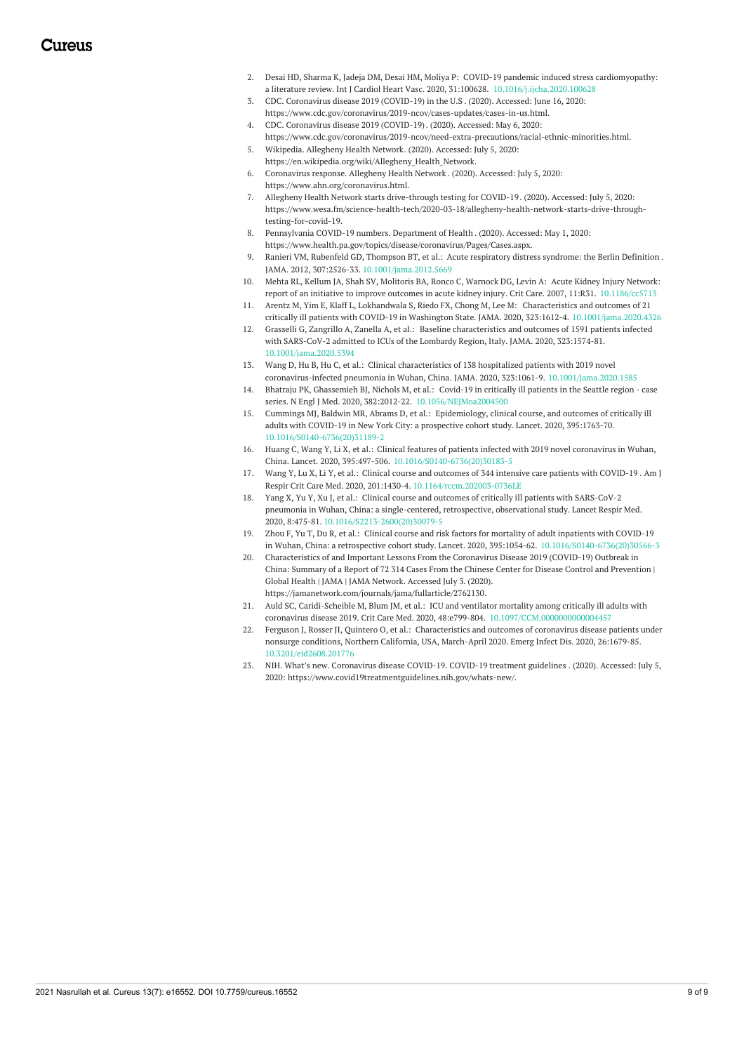2. Desai HD, Sharma K, Jadeja DM, Desai HM, Moliya P: COVID-19 pandemic induced stress cardiomyopathy: a literature review. Int J Cardiol Heart Vasc. 2020, 31:100628. 10.1016/j.ijcha.2020.100628
3. CDC. Coronavirus disease 2019 (COVID-19) in the U.S . (2020). Accessed: June 16, 2020: https://www.cdc.gov/coronavirus/2019-ncov/cases-updates/cases-in-us.html.
4. CDC. Coronavirus disease 2019 (COVID-19) . (2020). Accessed: May 6, 2020: https://www.cdc.gov/coronavirus/2019-ncov/need-extra-precautions/racial-ethnic-minorities.html.
5. Wikipedia. Allegheny Health Network. (2020). Accessed: July 5, 2020: https://en.wikipedia.org/wiki/Allegheny_Health_Network.
6. Coronavirus response. Allegheny Health Network . (2020). Accessed: July 5, 2020: https://www.ahn.org/coronavirus.html.
7. Allegheny Health Network starts drive-through testing for COVID-19 . (2020). Accessed: July 5, 2020: https://www.wesa.fm/science-health-tech/2020-03-18/allegheny-health-network-starts-drive-through-testing-for-covid-19.
8. Pennsylvania COVID-19 numbers. Department of Health . (2020). Accessed: May 1, 2020: https://www.health.pa.gov/topics/disease/coronavirus/Pages/Cases.aspx.
9. Ranieri VM, Rubenfeld GD, Thompson BT, et al.: Acute respiratory distress syndrome: the Berlin Definition . JAMA. 2012, 307:2526-33. 10.1001/jama.2012.5669
10. Mehta RL, Kellum JA, Shah SV, Molitoris BA, Ronco C, Warnock DG, Levin A: Acute Kidney Injury Network: report of an initiative to improve outcomes in acute kidney injury. Crit Care. 2007, 11:R31. 10.1186/cc5713
11. Arentz M, Yim E, Klaff L, Lokhandwala S, Riedo FX, Chong M, Lee M: Characteristics and outcomes of 21 critically ill patients with COVID-19 in Washington State. JAMA. 2020, 323:1612-4. 10.1001/jama.2020.4326
12. Grasselli G, Zangrillo A, Zanella A, et al.: Baseline characteristics and outcomes of 1591 patients infected with SARS-CoV-2 admitted to ICUs of the Lombardy Region, Italy. JAMA. 2020, 323:1574-81. 10.1001/jama.2020.5394
13. Wang D, Hu B, Hu C, et al.: Clinical characteristics of 138 hospitalized patients with 2019 novel coronavirus-infected pneumonia in Wuhan, China. JAMA. 2020, 323:1061-9. 10.1001/jama.2020.1585
14. Bhatraju PK, Ghassemieh BJ, Nichols M, et al.: Covid-19 in critically ill patients in the Seattle region - case series. N Engl J Med. 2020, 382:2012-22. 10.1056/NEJMoa2004500
15. Cummings MJ, Baldwin MR, Abrams D, et al.: Epidemiology, clinical course, and outcomes of critically ill adults with COVID-19 in New York City: a prospective cohort study. Lancet. 2020, 395:1763-70. 10.1016/S0140-6736(20)31189-2
16. Huang C, Wang Y, Li X, et al.: Clinical features of patients infected with 2019 novel coronavirus in Wuhan, China. Lancet. 2020, 395:497-506. 10.1016/S0140-6736(20)30183-5
17. Wang Y, Lu X, Li Y, et al.: Clinical course and outcomes of 344 intensive care patients with COVID-19 . Am J Respir Crit Care Med. 2020, 201:1430-4. 10.1164/rccm.202003-0736LE
18. Yang X, Yu Y, Xu J, et al.: Clinical course and outcomes of critically ill patients with SARS-CoV-2 pneumonia in Wuhan, China: a single-centered, retrospective, observational study. Lancet Respir Med. 2020, 8:475-81. 10.1016/S2213-2600(20)30079-5
19. Zhou F, Yu T, Du R, et al.: Clinical course and risk factors for mortality of adult inpatients with COVID-19 in Wuhan, China: a retrospective cohort study. Lancet. 2020, 395:1054-62. 10.1016/S0140-6736(20)30566-3
20. Characteristics of and Important Lessons From the Coronavirus Disease 2019 (COVID-19) Outbreak in China: Summary of a Report of 72 314 Cases From the Chinese Center for Disease Control and Prevention | Global Health | JAMA | JAMA Network. Accessed July 3. (2020). https://jamanetwork.com/journals/jama/fullarticle/2762130.
21. Auld SC, Caridi-Scheible M, Blum JM, et al.: ICU and ventilator mortality among critically ill adults with coronavirus disease 2019. Crit Care Med. 2020, 48:e799-804. 10.1097/CCM.0000000000004457
22. Ferguson J, Rosser JI, Quintero O, et al.: Characteristics and outcomes of coronavirus disease patients under nonsurge conditions, Northern California, USA, March-April 2020. Emerg Infect Dis. 2020, 26:1679-85. 10.3201/eid2608.201776
23. NIH. What's new. Coronavirus disease COVID-19. COVID-19 treatment guidelines . (2020). Accessed: July 5, 2020: https://www.covid19treatmentguidelines.nih.gov/whats-new/.